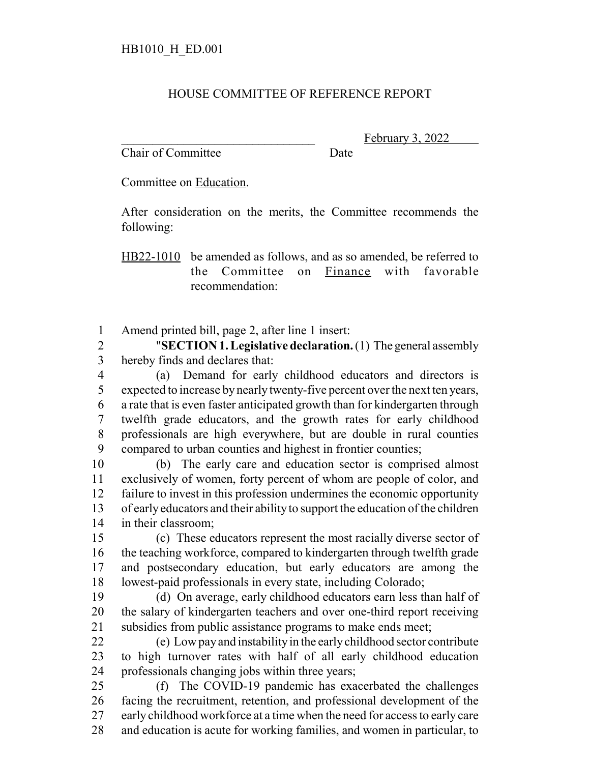HB1010_H_ED.001

# HOUSE COMMITTEE OF REFERENCE REPORT

\_\_\_\_\_\_\_\_\_\_\_\_\_\_\_\_\_\_\_\_\_\_\_\_\_\_\_\_\_\_\_\_ February 3, 2022
Chair of Committee Date

Committee on Education.

After consideration on the merits, the Committee recommends the following:

HB22-1010 be amended as follows, and as so amended, be referred to the Committee on Finance with favorable recommendation:

1 Amend printed bill, page 2, after line 1 insert:
2 "**SECTION 1. Legislative declaration.** (1) The general assembly
3 hereby finds and declares that:
4 (a) Demand for early childhood educators and directors is
5 expected to increase by nearly twenty-five percent over the next ten years,
6 a rate that is even faster anticipated growth than for kindergarten through
7 twelfth grade educators, and the growth rates for early childhood
8 professionals are high everywhere, but are double in rural counties
9 compared to urban counties and highest in frontier counties;
10 (b) The early care and education sector is comprised almost
11 exclusively of women, forty percent of whom are people of color, and
12 failure to invest in this profession undermines the economic opportunity
13 of early educators and their ability to support the education of the children
14 in their classroom;
15 (c) These educators represent the most racially diverse sector of
16 the teaching workforce, compared to kindergarten through twelfth grade
17 and postsecondary education, but early educators are among the
18 lowest-paid professionals in every state, including Colorado;
19 (d) On average, early childhood educators earn less than half of
20 the salary of kindergarten teachers and over one-third report receiving
21 subsidies from public assistance programs to make ends meet;
22 (e) Low pay and instability in the early childhood sector contribute
23 to high turnover rates with half of all early childhood education
24 professionals changing jobs within three years;
25 (f) The COVID-19 pandemic has exacerbated the challenges
26 facing the recruitment, retention, and professional development of the
27 early childhood workforce at a time when the need for access to early care
28 and education is acute for working families, and women in particular, to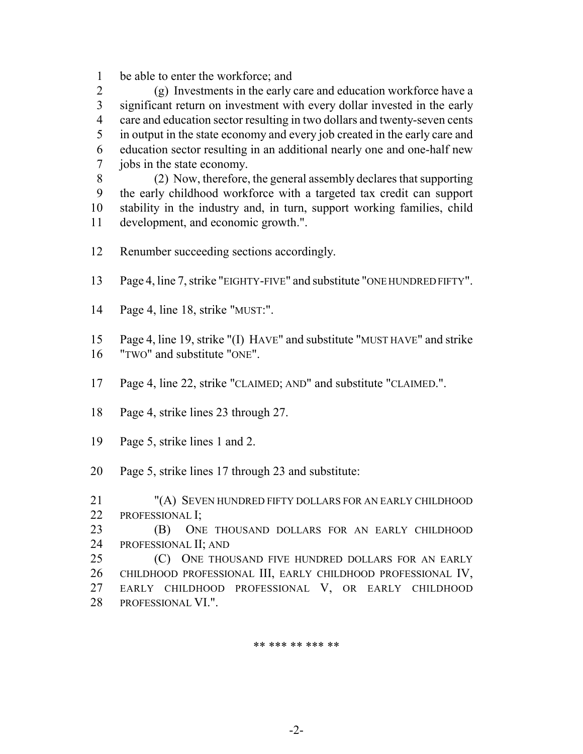be able to enter the workforce; and

(g) Investments in the early care and education workforce have a significant return on investment with every dollar invested in the early care and education sector resulting in two dollars and twenty-seven cents in output in the state economy and every job created in the early care and education sector resulting in an additional nearly one and one-half new jobs in the state economy.

(2) Now, therefore, the general assembly declares that supporting the early childhood workforce with a targeted tax credit can support stability in the industry and, in turn, support working families, child development, and economic growth.".

Renumber succeeding sections accordingly.

Page 4, line 7, strike "EIGHTY-FIVE" and substitute "ONE HUNDRED FIFTY".

Page 4, line 18, strike "MUST:".

Page 4, line 19, strike "(I) HAVE" and substitute "MUST HAVE" and strike "TWO" and substitute "ONE".

Page 4, line 22, strike "CLAIMED; AND" and substitute "CLAIMED.".

Page 4, strike lines 23 through 27.

Page 5, strike lines 1 and 2.

Page 5, strike lines 17 through 23 and substitute:

"(A) SEVEN HUNDRED FIFTY DOLLARS FOR AN EARLY CHILDHOOD PROFESSIONAL I;

(B) ONE THOUSAND DOLLARS FOR AN EARLY CHILDHOOD PROFESSIONAL II; AND

(C) ONE THOUSAND FIVE HUNDRED DOLLARS FOR AN EARLY CHILDHOOD PROFESSIONAL III, EARLY CHILDHOOD PROFESSIONAL IV, EARLY CHILDHOOD PROFESSIONAL V, OR EARLY CHILDHOOD PROFESSIONAL VI.".

** *** ** *** **